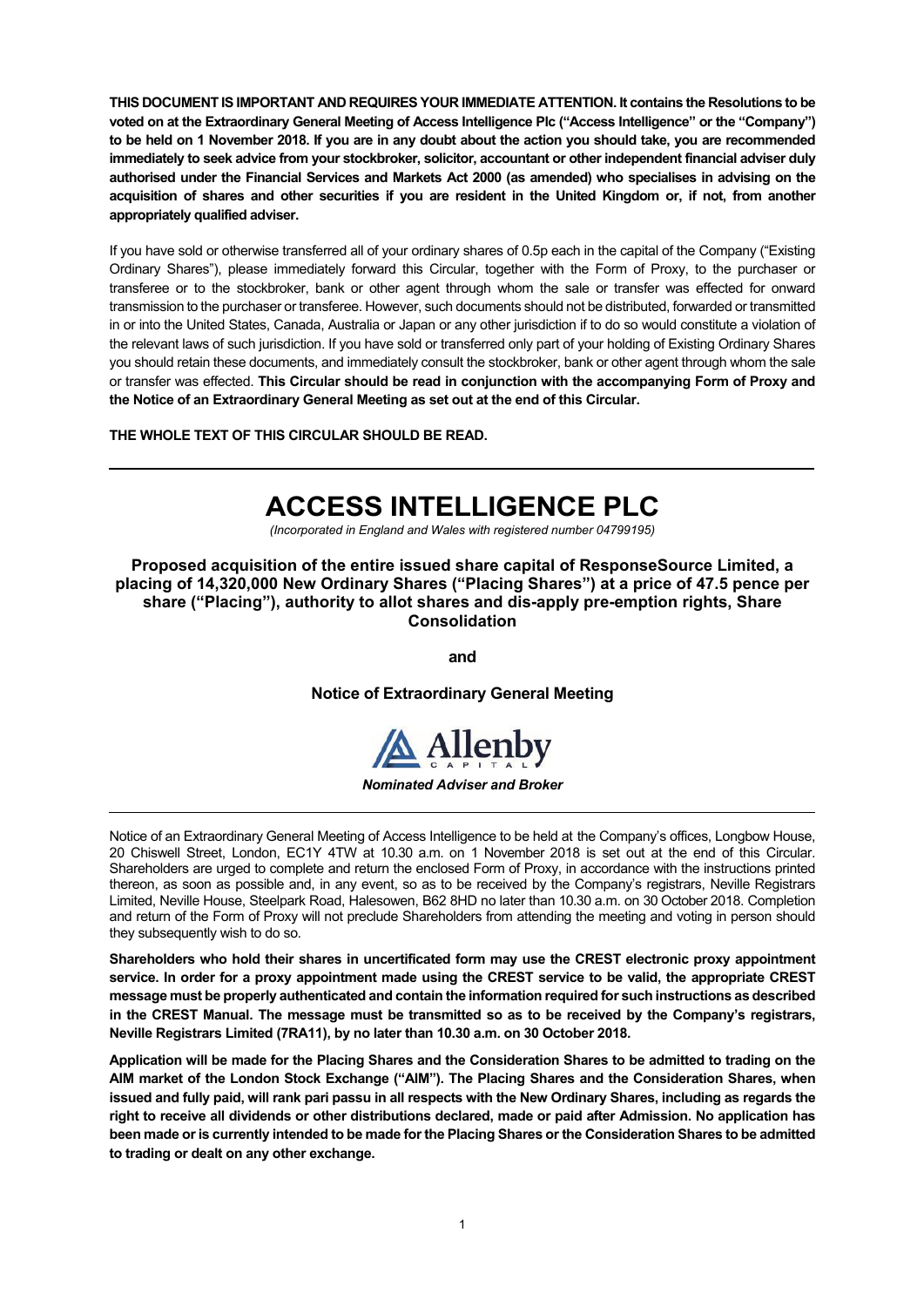**THIS DOCUMENT IS IMPORTANT AND REQUIRES YOUR IMMEDIATE ATTENTION. It contains the Resolutions to be voted on at the Extraordinary General Meeting of Access Intelligence Plc ("Access Intelligence" or the "Company") to be held on 1 November 2018. If you are in any doubt about the action you should take, you are recommended immediately to seek advice from your stockbroker, solicitor, accountant or other independent financial adviser duly authorised under the Financial Services and Markets Act 2000 (as amended) who specialises in advising on the acquisition of shares and other securities if you are resident in the United Kingdom or, if not, from another appropriately qualified adviser.**

If you have sold or otherwise transferred all of your ordinary shares of 0.5p each in the capital of the Company ("Existing Ordinary Shares"), please immediately forward this Circular, together with the Form of Proxy, to the purchaser or transferee or to the stockbroker, bank or other agent through whom the sale or transfer was effected for onward transmission to the purchaser or transferee. However, such documents should not be distributed, forwarded or transmitted in or into the United States, Canada, Australia or Japan or any other jurisdiction if to do so would constitute a violation of the relevant laws of such jurisdiction. If you have sold or transferred only part of your holding of Existing Ordinary Shares you should retain these documents, and immediately consult the stockbroker, bank or other agent through whom the sale or transfer was effected. **This Circular should be read in conjunction with the accompanying Form of Proxy and the Notice of an Extraordinary General Meeting as set out at the end of this Circular.**

**THE WHOLE TEXT OF THIS CIRCULAR SHOULD BE READ.**

---

# ACCESS INTELLIGENCE PLC

*(Incorporated in England and Wales with registered number 04799195)*

### Proposed acquisition of the entire issued share capital of ResponseSource Limited, a placing of 14,320,000 New Ordinary Shares ("Placing Shares") at a price of 47.5 pence per share ("Placing"), authority to allot shares and dis-apply pre-emption rights, Share Consolidation

**and**

### Notice of Extraordinary General Meeting

Allenby Capital

***Nominated Adviser and Broker***

---

Notice of an Extraordinary General Meeting of Access Intelligence to be held at the Company's offices, Longbow House, 20 Chiswell Street, London, EC1Y 4TW at 10.30 a.m. on 1 November 2018 is set out at the end of this Circular. Shareholders are urged to complete and return the enclosed Form of Proxy, in accordance with the instructions printed thereon, as soon as possible and, in any event, so as to be received by the Company's registrars, Neville Registrars Limited, Neville House, Steelpark Road, Halesowen, B62 8HD no later than 10.30 a.m. on 30 October 2018. Completion and return of the Form of Proxy will not preclude Shareholders from attending the meeting and voting in person should they subsequently wish to do so.

**Shareholders who hold their shares in uncertificated form may use the CREST electronic proxy appointment service. In order for a proxy appointment made using the CREST service to be valid, the appropriate CREST message must be properly authenticated and contain the information required for such instructions as described in the CREST Manual. The message must be transmitted so as to be received by the Company's registrars, Neville Registrars Limited (7RA11), by no later than 10.30 a.m. on 30 October 2018.**

**Application will be made for the Placing Shares and the Consideration Shares to be admitted to trading on the AIM market of the London Stock Exchange ("AIM"). The Placing Shares and the Consideration Shares, when issued and fully paid, will rank pari passu in all respects with the New Ordinary Shares, including as regards the right to receive all dividends or other distributions declared, made or paid after Admission. No application has been made or is currently intended to be made for the Placing Shares or the Consideration Shares to be admitted to trading or dealt on any other exchange.**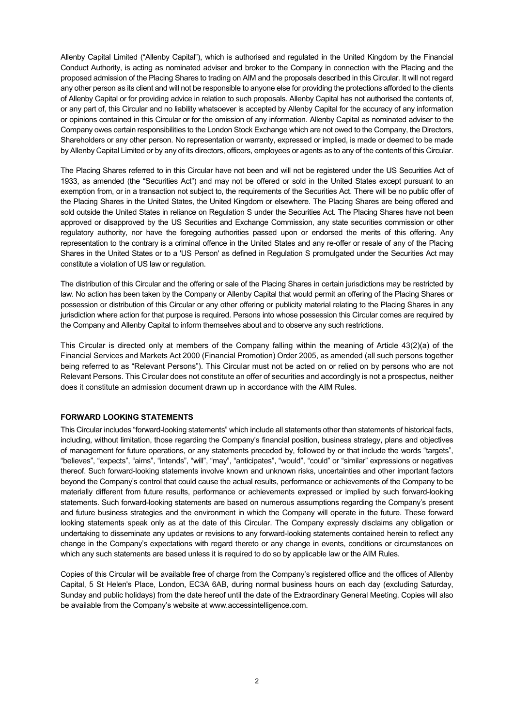Allenby Capital Limited ("Allenby Capital"), which is authorised and regulated in the United Kingdom by the Financial Conduct Authority, is acting as nominated adviser and broker to the Company in connection with the Placing and the proposed admission of the Placing Shares to trading on AIM and the proposals described in this Circular. It will not regard any other person as its client and will not be responsible to anyone else for providing the protections afforded to the clients of Allenby Capital or for providing advice in relation to such proposals. Allenby Capital has not authorised the contents of, or any part of, this Circular and no liability whatsoever is accepted by Allenby Capital for the accuracy of any information or opinions contained in this Circular or for the omission of any information. Allenby Capital as nominated adviser to the Company owes certain responsibilities to the London Stock Exchange which are not owed to the Company, the Directors, Shareholders or any other person. No representation or warranty, expressed or implied, is made or deemed to be made by Allenby Capital Limited or by any of its directors, officers, employees or agents as to any of the contents of this Circular.

The Placing Shares referred to in this Circular have not been and will not be registered under the US Securities Act of 1933, as amended (the "Securities Act") and may not be offered or sold in the United States except pursuant to an exemption from, or in a transaction not subject to, the requirements of the Securities Act. There will be no public offer of the Placing Shares in the United States, the United Kingdom or elsewhere. The Placing Shares are being offered and sold outside the United States in reliance on Regulation S under the Securities Act. The Placing Shares have not been approved or disapproved by the US Securities and Exchange Commission, any state securities commission or other regulatory authority, nor have the foregoing authorities passed upon or endorsed the merits of this offering. Any representation to the contrary is a criminal offence in the United States and any re-offer or resale of any of the Placing Shares in the United States or to a 'US Person' as defined in Regulation S promulgated under the Securities Act may constitute a violation of US law or regulation.

The distribution of this Circular and the offering or sale of the Placing Shares in certain jurisdictions may be restricted by law. No action has been taken by the Company or Allenby Capital that would permit an offering of the Placing Shares or possession or distribution of this Circular or any other offering or publicity material relating to the Placing Shares in any jurisdiction where action for that purpose is required. Persons into whose possession this Circular comes are required by the Company and Allenby Capital to inform themselves about and to observe any such restrictions.

This Circular is directed only at members of the Company falling within the meaning of Article 43(2)(a) of the Financial Services and Markets Act 2000 (Financial Promotion) Order 2005, as amended (all such persons together being referred to as "Relevant Persons"). This Circular must not be acted on or relied on by persons who are not Relevant Persons. This Circular does not constitute an offer of securities and accordingly is not a prospectus, neither does it constitute an admission document drawn up in accordance with the AIM Rules.

**FORWARD LOOKING STATEMENTS**

This Circular includes "forward-looking statements" which include all statements other than statements of historical facts, including, without limitation, those regarding the Company's financial position, business strategy, plans and objectives of management for future operations, or any statements preceded by, followed by or that include the words "targets", "believes", "expects", "aims", "intends", "will", "may", "anticipates", "would", "could" or "similar" expressions or negatives thereof. Such forward-looking statements involve known and unknown risks, uncertainties and other important factors beyond the Company's control that could cause the actual results, performance or achievements of the Company to be materially different from future results, performance or achievements expressed or implied by such forward-looking statements. Such forward-looking statements are based on numerous assumptions regarding the Company's present and future business strategies and the environment in which the Company will operate in the future. These forward looking statements speak only as at the date of this Circular. The Company expressly disclaims any obligation or undertaking to disseminate any updates or revisions to any forward-looking statements contained herein to reflect any change in the Company's expectations with regard thereto or any change in events, conditions or circumstances on which any such statements are based unless it is required to do so by applicable law or the AIM Rules.

Copies of this Circular will be available free of charge from the Company's registered office and the offices of Allenby Capital, 5 St Helen's Place, London, EC3A 6AB, during normal business hours on each day (excluding Saturday, Sunday and public holidays) from the date hereof until the date of the Extraordinary General Meeting. Copies will also be available from the Company's website at www.accessintelligence.com.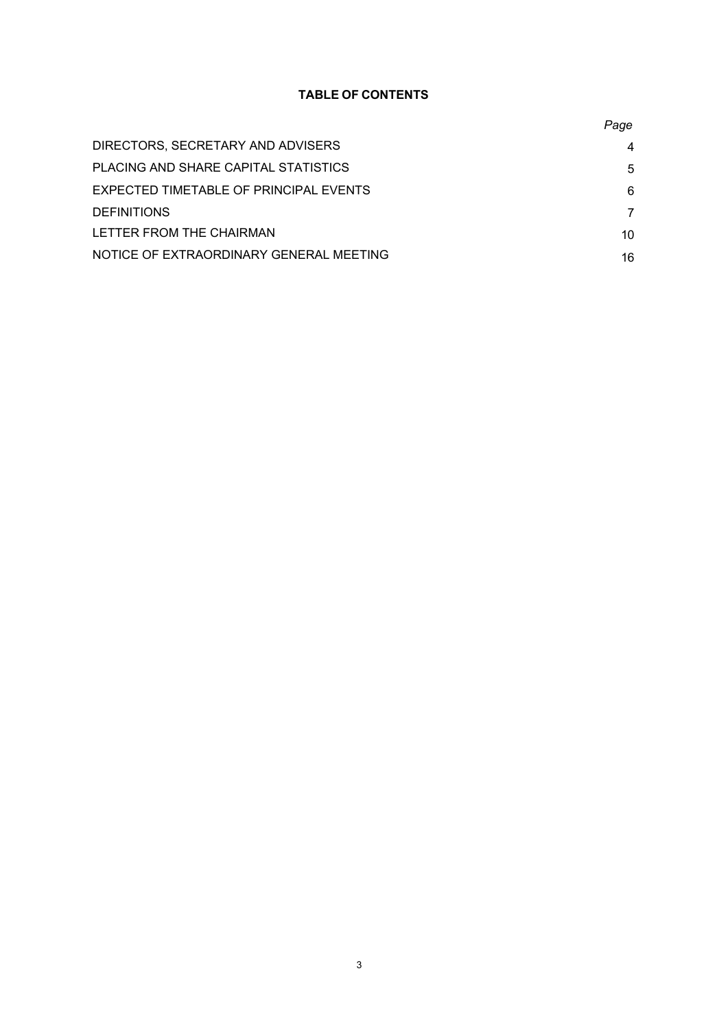**TABLE OF CONTENTS**

| | *Page* |
|---|---|
| DIRECTORS, SECRETARY AND ADVISERS | 4 |
| PLACING AND SHARE CAPITAL STATISTICS | 5 |
| EXPECTED TIMETABLE OF PRINCIPAL EVENTS | 6 |
| DEFINITIONS | 7 |
| LETTER FROM THE CHAIRMAN | 10 |
| NOTICE OF EXTRAORDINARY GENERAL MEETING | 16 |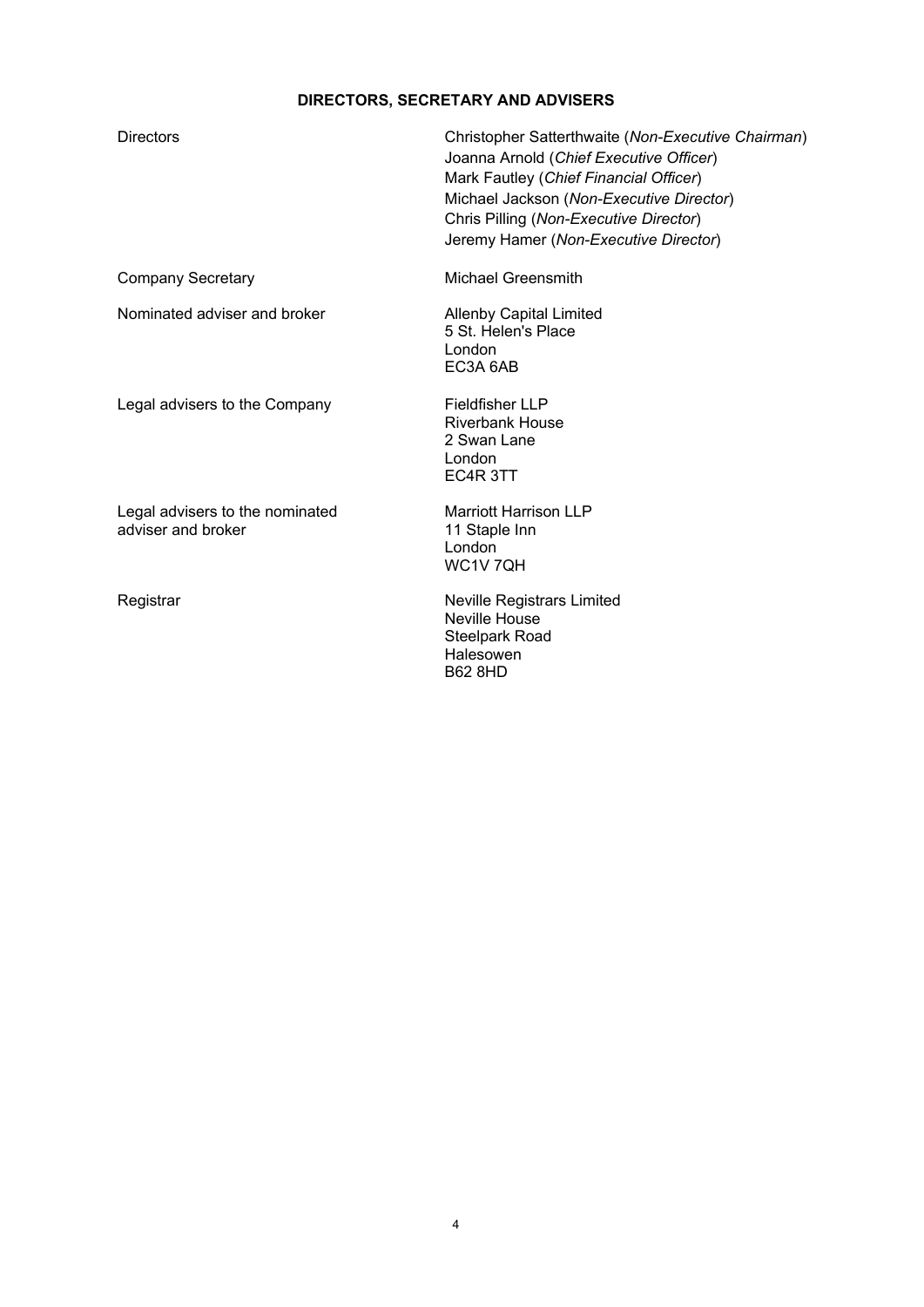## DIRECTORS, SECRETARY AND ADVISERS

| | |
|---|---|
| Directors | Christopher Satterthwaite (*Non-Executive Chairman*)<br>Joanna Arnold (*Chief Executive Officer*)<br>Mark Fautley (*Chief Financial Officer*)<br>Michael Jackson (*Non-Executive Director*)<br>Chris Pilling (*Non-Executive Director*)<br>Jeremy Hamer (*Non-Executive Director*) |
| Company Secretary | Michael Greensmith |
| Nominated adviser and broker | Allenby Capital Limited<br>5 St. Helen's Place<br>London<br>EC3A 6AB |
| Legal advisers to the Company | Fieldfisher LLP<br>Riverbank House<br>2 Swan Lane<br>London<br>EC4R 3TT |
| Legal advisers to the nominated adviser and broker | Marriott Harrison LLP<br>11 Staple Inn<br>London<br>WC1V 7QH |
| Registrar | Neville Registrars Limited<br>Neville House<br>Steelpark Road<br>Halesowen<br>B62 8HD |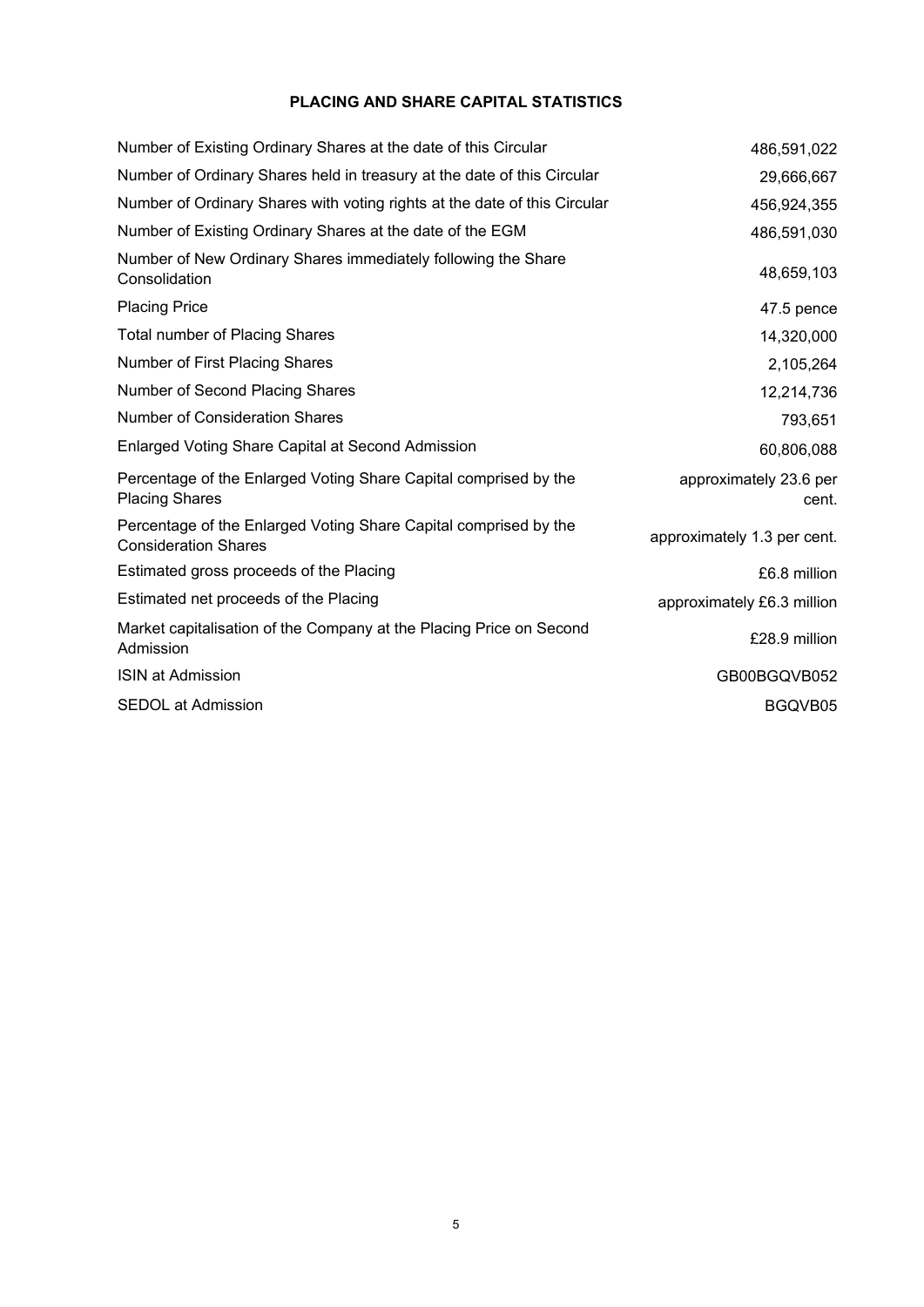# PLACING AND SHARE CAPITAL STATISTICS

| | |
|---|---|
| Number of Existing Ordinary Shares at the date of this Circular | 486,591,022 |
| Number of Ordinary Shares held in treasury at the date of this Circular | 29,666,667 |
| Number of Ordinary Shares with voting rights at the date of this Circular | 456,924,355 |
| Number of Existing Ordinary Shares at the date of the EGM | 486,591,030 |
| Number of New Ordinary Shares immediately following the Share Consolidation | 48,659,103 |
| Placing Price | 47.5 pence |
| Total number of Placing Shares | 14,320,000 |
| Number of First Placing Shares | 2,105,264 |
| Number of Second Placing Shares | 12,214,736 |
| Number of Consideration Shares | 793,651 |
| Enlarged Voting Share Capital at Second Admission | 60,806,088 |
| Percentage of the Enlarged Voting Share Capital comprised by the Placing Shares | approximately 23.6 per cent. |
| Percentage of the Enlarged Voting Share Capital comprised by the Consideration Shares | approximately 1.3 per cent. |
| Estimated gross proceeds of the Placing | £6.8 million |
| Estimated net proceeds of the Placing | approximately £6.3 million |
| Market capitalisation of the Company at the Placing Price on Second Admission | £28.9 million |
| ISIN at Admission | GB00BGQVB052 |
| SEDOL at Admission | BGQVB05 |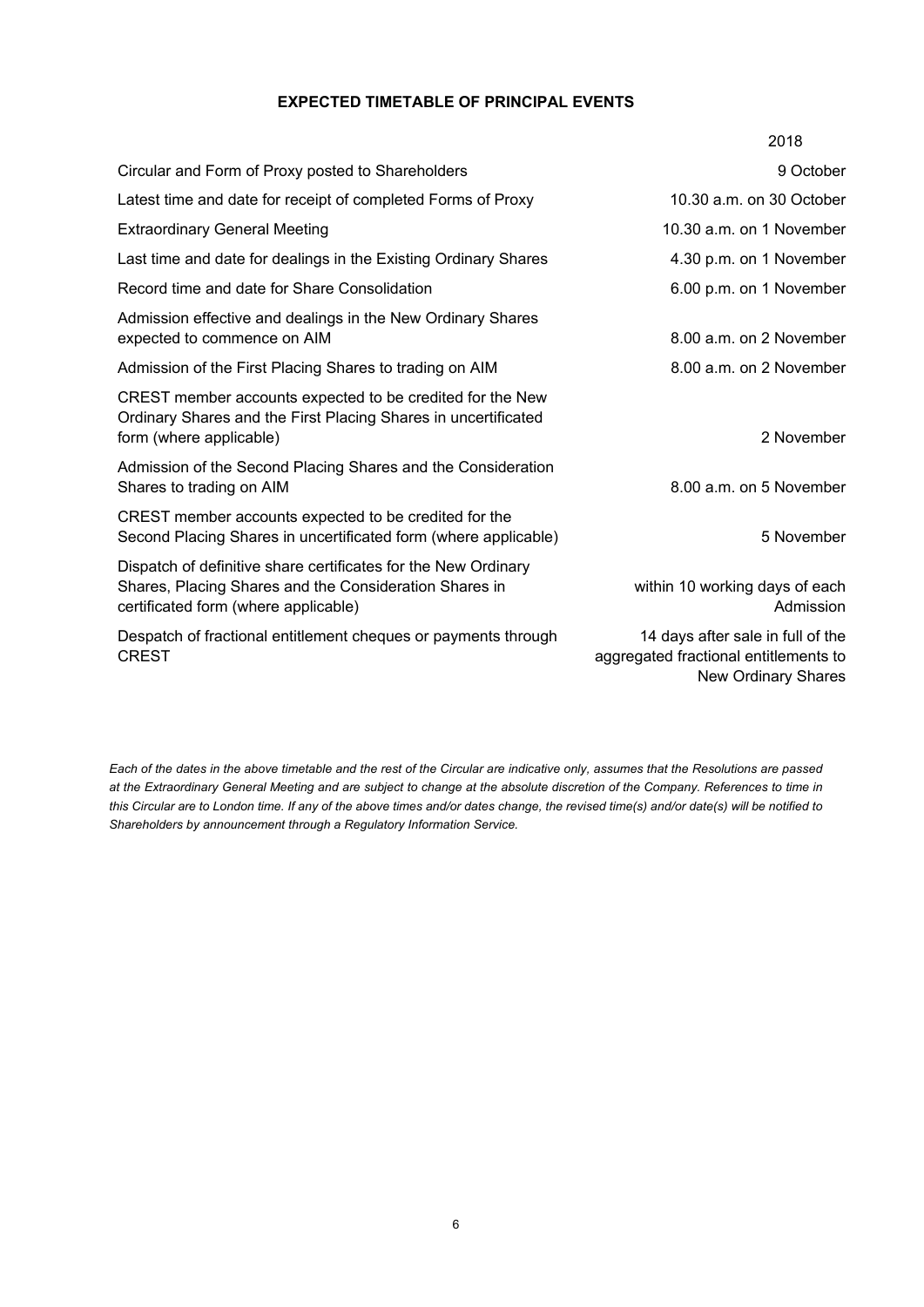## EXPECTED TIMETABLE OF PRINCIPAL EVENTS

| | 2018 |
|---|---|
| Circular and Form of Proxy posted to Shareholders | 9 October |
| Latest time and date for receipt of completed Forms of Proxy | 10.30 a.m. on 30 October |
| Extraordinary General Meeting | 10.30 a.m. on 1 November |
| Last time and date for dealings in the Existing Ordinary Shares | 4.30 p.m. on 1 November |
| Record time and date for Share Consolidation | 6.00 p.m. on 1 November |
| Admission effective and dealings in the New Ordinary Shares expected to commence on AIM | 8.00 a.m. on 2 November |
| Admission of the First Placing Shares to trading on AIM | 8.00 a.m. on 2 November |
| CREST member accounts expected to be credited for the New Ordinary Shares and the First Placing Shares in uncertificated form (where applicable) | 2 November |
| Admission of the Second Placing Shares and the Consideration Shares to trading on AIM | 8.00 a.m. on 5 November |
| CREST member accounts expected to be credited for the Second Placing Shares in uncertificated form (where applicable) | 5 November |
| Dispatch of definitive share certificates for the New Ordinary Shares, Placing Shares and the Consideration Shares in certificated form (where applicable) | within 10 working days of each Admission |
| Despatch of fractional entitlement cheques or payments through CREST | 14 days after sale in full of the aggregated fractional entitlements to New Ordinary Shares |

*Each of the dates in the above timetable and the rest of the Circular are indicative only, assumes that the Resolutions are passed at the Extraordinary General Meeting and are subject to change at the absolute discretion of the Company. References to time in this Circular are to London time. If any of the above times and/or dates change, the revised time(s) and/or date(s) will be notified to Shareholders by announcement through a Regulatory Information Service.*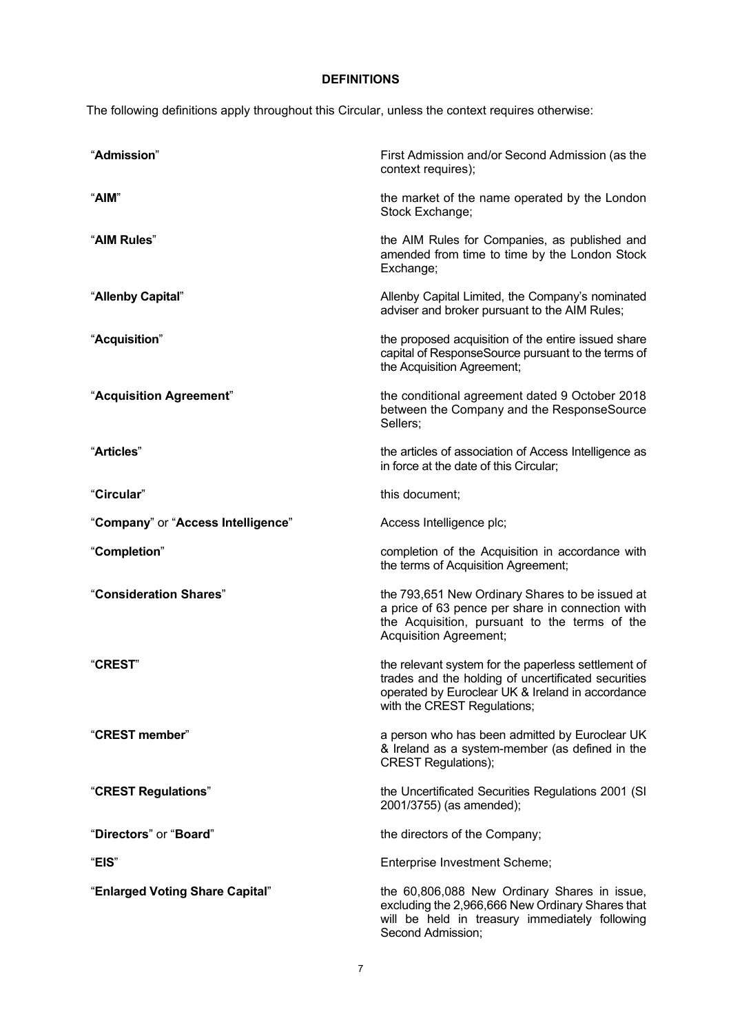## DEFINITIONS

The following definitions apply throughout this Circular, unless the context requires otherwise:

| | |
|---|---|
| "**Admission**" | First Admission and/or Second Admission (as the context requires); |
| "**AIM**" | the market of the name operated by the London Stock Exchange; |
| "**AIM Rules**" | the AIM Rules for Companies, as published and amended from time to time by the London Stock Exchange; |
| "**Allenby Capital**" | Allenby Capital Limited, the Company's nominated adviser and broker pursuant to the AIM Rules; |
| "**Acquisition**" | the proposed acquisition of the entire issued share capital of ResponseSource pursuant to the terms of the Acquisition Agreement; |
| "**Acquisition Agreement**" | the conditional agreement dated 9 October 2018 between the Company and the ResponseSource Sellers; |
| "**Articles**" | the articles of association of Access Intelligence as in force at the date of this Circular; |
| "**Circular**" | this document; |
| "**Company**" or "**Access Intelligence**" | Access Intelligence plc; |
| "**Completion**" | completion of the Acquisition in accordance with the terms of Acquisition Agreement; |
| "**Consideration Shares**" | the 793,651 New Ordinary Shares to be issued at a price of 63 pence per share in connection with the Acquisition, pursuant to the terms of the Acquisition Agreement; |
| "**CREST**" | the relevant system for the paperless settlement of trades and the holding of uncertificated securities operated by Euroclear UK & Ireland in accordance with the CREST Regulations; |
| "**CREST member**" | a person who has been admitted by Euroclear UK & Ireland as a system-member (as defined in the CREST Regulations); |
| "**CREST Regulations**" | the Uncertificated Securities Regulations 2001 (SI 2001/3755) (as amended); |
| "**Directors**" or "**Board**" | the directors of the Company; |
| "**EIS**" | Enterprise Investment Scheme; |
| "**Enlarged Voting Share Capital**" | the 60,806,088 New Ordinary Shares in issue, excluding the 2,966,666 New Ordinary Shares that will be held in treasury immediately following Second Admission; |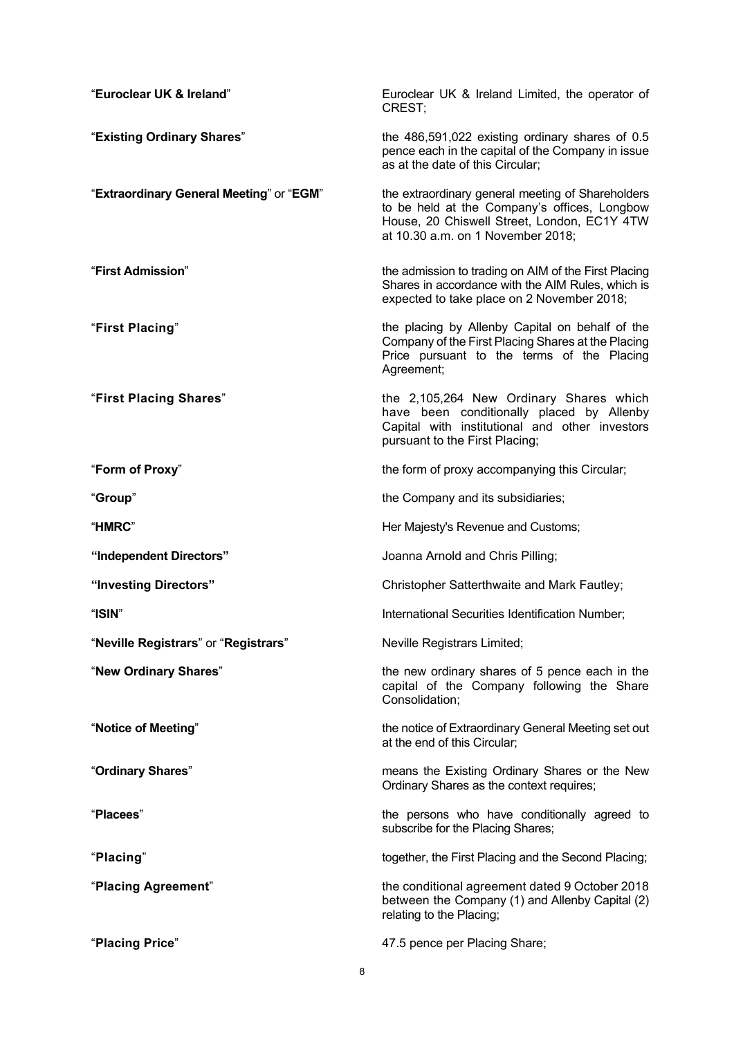| | |
|---|---|
| "**Euroclear UK & Ireland**" | Euroclear UK & Ireland Limited, the operator of CREST; |
| "**Existing Ordinary Shares**" | the 486,591,022 existing ordinary shares of 0.5 pence each in the capital of the Company in issue as at the date of this Circular; |
| "**Extraordinary General Meeting**" or "**EGM**" | the extraordinary general meeting of Shareholders to be held at the Company's offices, Longbow House, 20 Chiswell Street, London, EC1Y 4TW at 10.30 a.m. on 1 November 2018; |
| "**First Admission**" | the admission to trading on AIM of the First Placing Shares in accordance with the AIM Rules, which is expected to take place on 2 November 2018; |
| "**First Placing**" | the placing by Allenby Capital on behalf of the Company of the First Placing Shares at the Placing Price pursuant to the terms of the Placing Agreement; |
| "**First Placing Shares**" | the 2,105,264 New Ordinary Shares which have been conditionally placed by Allenby Capital with institutional and other investors pursuant to the First Placing; |
| "**Form of Proxy**" | the form of proxy accompanying this Circular; |
| "**Group**" | the Company and its subsidiaries; |
| "**HMRC**" | Her Majesty's Revenue and Customs; |
| **"Independent Directors"** | Joanna Arnold and Chris Pilling; |
| **"Investing Directors"** | Christopher Satterthwaite and Mark Fautley; |
| "**ISIN**" | International Securities Identification Number; |
| "**Neville Registrars**" or "**Registrars**" | Neville Registrars Limited; |
| "**New Ordinary Shares**" | the new ordinary shares of 5 pence each in the capital of the Company following the Share Consolidation; |
| "**Notice of Meeting**" | the notice of Extraordinary General Meeting set out at the end of this Circular; |
| "**Ordinary Shares**" | means the Existing Ordinary Shares or the New Ordinary Shares as the context requires; |
| "**Placees**" | the persons who have conditionally agreed to subscribe for the Placing Shares; |
| "**Placing**" | together, the First Placing and the Second Placing; |
| "**Placing Agreement**" | the conditional agreement dated 9 October 2018 between the Company (1) and Allenby Capital (2) relating to the Placing; |
| "**Placing Price**" | 47.5 pence per Placing Share; |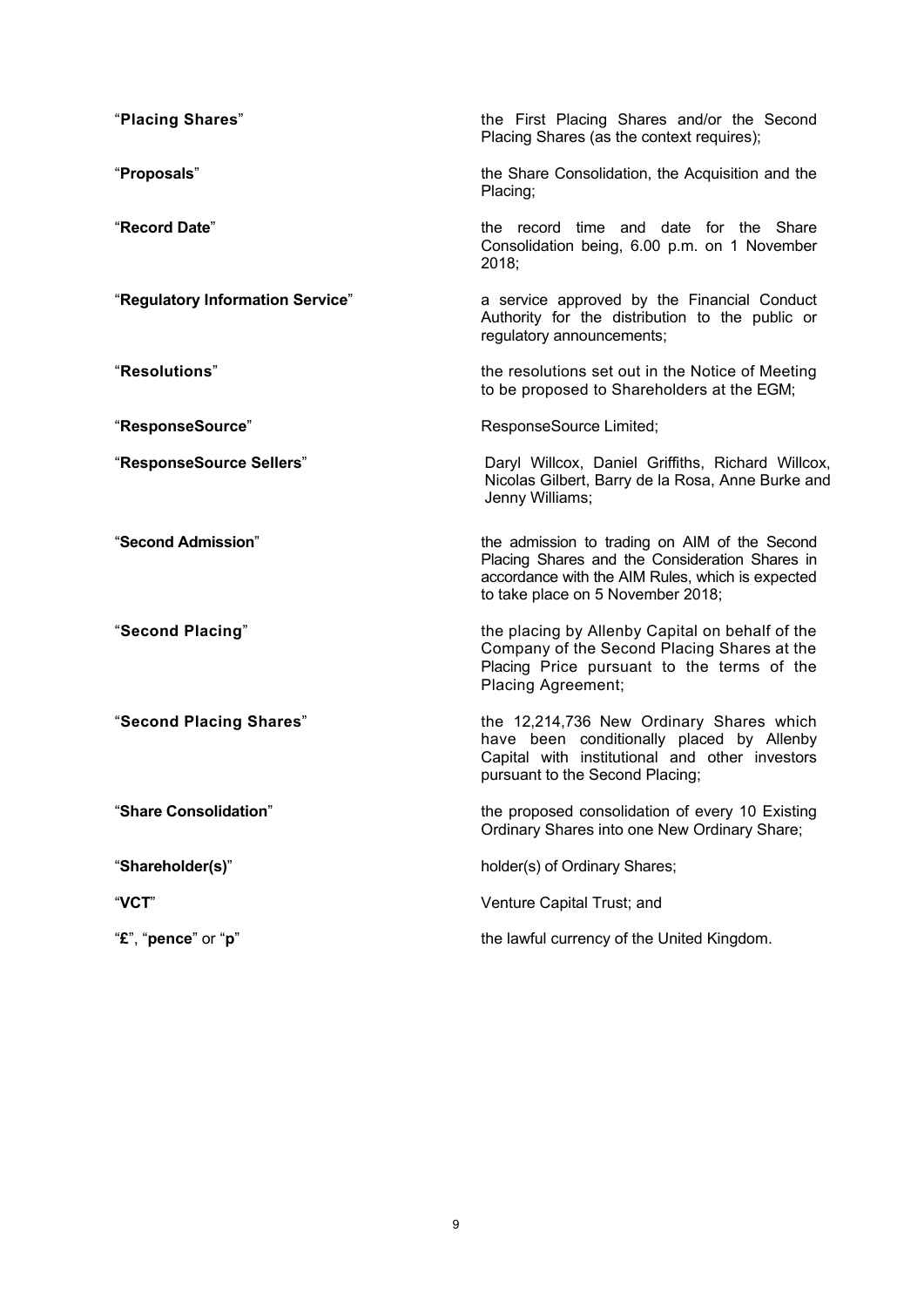| | |
|---|---|
| "**Placing Shares**" | the First Placing Shares and/or the Second Placing Shares (as the context requires); |
| "**Proposals**" | the Share Consolidation, the Acquisition and the Placing; |
| "**Record Date**" | the record time and date for the Share Consolidation being, 6.00 p.m. on 1 November 2018; |
| "**Regulatory Information Service**" | a service approved by the Financial Conduct Authority for the distribution to the public or regulatory announcements; |
| "**Resolutions**" | the resolutions set out in the Notice of Meeting to be proposed to Shareholders at the EGM; |
| "**ResponseSource**" | ResponseSource Limited; |
| "**ResponseSource Sellers**" | Daryl Willcox, Daniel Griffiths, Richard Willcox, Nicolas Gilbert, Barry de la Rosa, Anne Burke and Jenny Williams; |
| "**Second Admission**" | the admission to trading on AIM of the Second Placing Shares and the Consideration Shares in accordance with the AIM Rules, which is expected to take place on 5 November 2018; |
| "**Second Placing**" | the placing by Allenby Capital on behalf of the Company of the Second Placing Shares at the Placing Price pursuant to the terms of the Placing Agreement; |
| "**Second Placing Shares**" | the 12,214,736 New Ordinary Shares which have been conditionally placed by Allenby Capital with institutional and other investors pursuant to the Second Placing; |
| "**Share Consolidation**" | the proposed consolidation of every 10 Existing Ordinary Shares into one New Ordinary Share; |
| "**Shareholder(s)**" | holder(s) of Ordinary Shares; |
| "**VCT**" | Venture Capital Trust; and |
| "**£**", "**pence**" or "**p**" | the lawful currency of the United Kingdom. |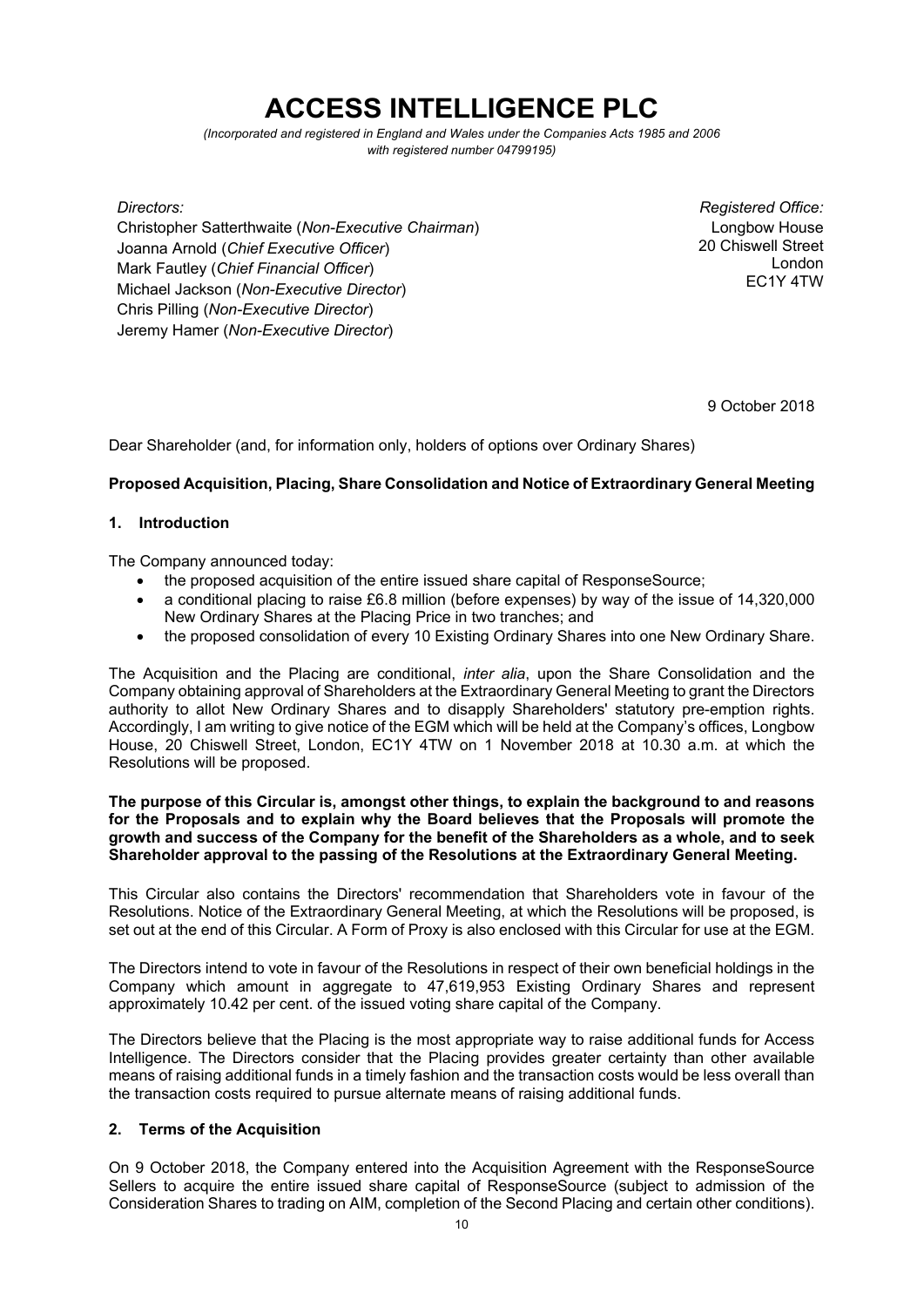# ACCESS INTELLIGENCE PLC

*(Incorporated and registered in England and Wales under the Companies Acts 1985 and 2006 with registered number 04799195)*

*Directors:*
Christopher Satterthwaite (*Non-Executive Chairman*)
Joanna Arnold (*Chief Executive Officer*)
Mark Fautley (*Chief Financial Officer*)
Michael Jackson (*Non-Executive Director*)
Chris Pilling (*Non-Executive Director*)
Jeremy Hamer (*Non-Executive Director*)

*Registered Office:*
Longbow House
20 Chiswell Street
London
EC1Y 4TW

9 October 2018

Dear Shareholder (and, for information only, holders of options over Ordinary Shares)

**Proposed Acquisition, Placing, Share Consolidation and Notice of Extraordinary General Meeting**

## 1. Introduction

The Company announced today:

- the proposed acquisition of the entire issued share capital of ResponseSource;
- a conditional placing to raise £6.8 million (before expenses) by way of the issue of 14,320,000 New Ordinary Shares at the Placing Price in two tranches; and
- the proposed consolidation of every 10 Existing Ordinary Shares into one New Ordinary Share.

The Acquisition and the Placing are conditional, *inter alia*, upon the Share Consolidation and the Company obtaining approval of Shareholders at the Extraordinary General Meeting to grant the Directors authority to allot New Ordinary Shares and to disapply Shareholders' statutory pre-emption rights. Accordingly, I am writing to give notice of the EGM which will be held at the Company's offices, Longbow House, 20 Chiswell Street, London, EC1Y 4TW on 1 November 2018 at 10.30 a.m. at which the Resolutions will be proposed.

**The purpose of this Circular is, amongst other things, to explain the background to and reasons for the Proposals and to explain why the Board believes that the Proposals will promote the growth and success of the Company for the benefit of the Shareholders as a whole, and to seek Shareholder approval to the passing of the Resolutions at the Extraordinary General Meeting.**

This Circular also contains the Directors' recommendation that Shareholders vote in favour of the Resolutions. Notice of the Extraordinary General Meeting, at which the Resolutions will be proposed, is set out at the end of this Circular. A Form of Proxy is also enclosed with this Circular for use at the EGM.

The Directors intend to vote in favour of the Resolutions in respect of their own beneficial holdings in the Company which amount in aggregate to 47,619,953 Existing Ordinary Shares and represent approximately 10.42 per cent. of the issued voting share capital of the Company.

The Directors believe that the Placing is the most appropriate way to raise additional funds for Access Intelligence. The Directors consider that the Placing provides greater certainty than other available means of raising additional funds in a timely fashion and the transaction costs would be less overall than the transaction costs required to pursue alternate means of raising additional funds.

## 2. Terms of the Acquisition

On 9 October 2018, the Company entered into the Acquisition Agreement with the ResponseSource Sellers to acquire the entire issued share capital of ResponseSource (subject to admission of the Consideration Shares to trading on AIM, completion of the Second Placing and certain other conditions).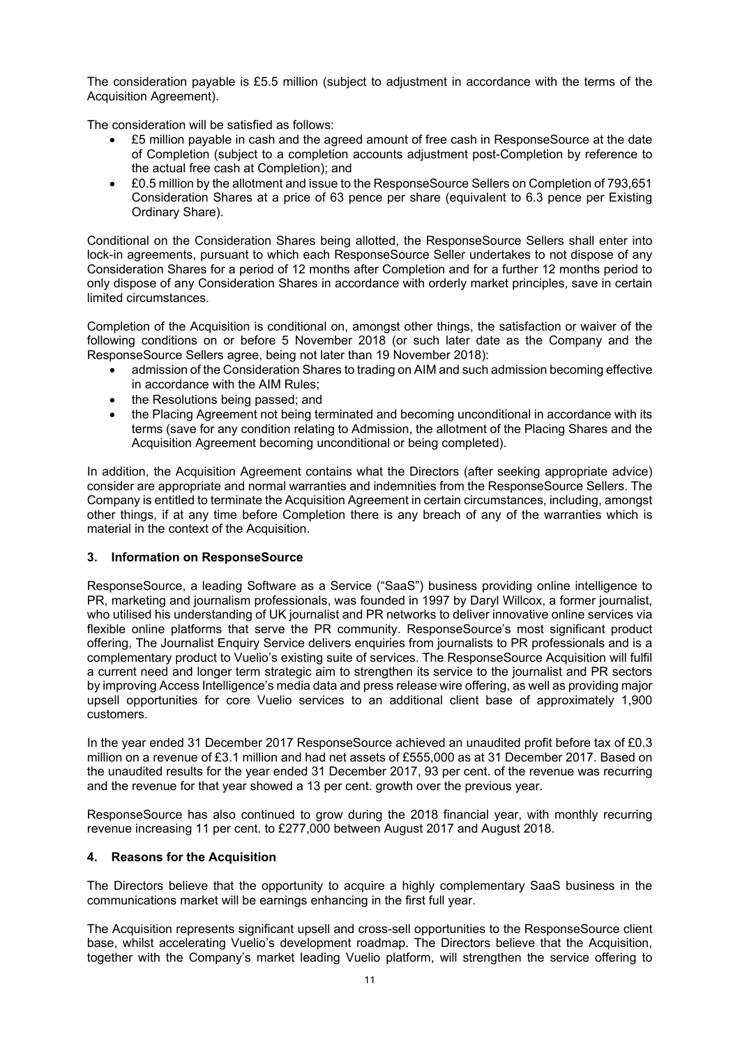The consideration payable is £5.5 million (subject to adjustment in accordance with the terms of the Acquisition Agreement).

The consideration will be satisfied as follows:

- £5 million payable in cash and the agreed amount of free cash in ResponseSource at the date of Completion (subject to a completion accounts adjustment post-Completion by reference to the actual free cash at Completion); and
- £0.5 million by the allotment and issue to the ResponseSource Sellers on Completion of 793,651 Consideration Shares at a price of 63 pence per share (equivalent to 6.3 pence per Existing Ordinary Share).

Conditional on the Consideration Shares being allotted, the ResponseSource Sellers shall enter into lock-in agreements, pursuant to which each ResponseSource Seller undertakes to not dispose of any Consideration Shares for a period of 12 months after Completion and for a further 12 months period to only dispose of any Consideration Shares in accordance with orderly market principles, save in certain limited circumstances.

Completion of the Acquisition is conditional on, amongst other things, the satisfaction or waiver of the following conditions on or before 5 November 2018 (or such later date as the Company and the ResponseSource Sellers agree, being not later than 19 November 2018):

- admission of the Consideration Shares to trading on AIM and such admission becoming effective in accordance with the AIM Rules;
- the Resolutions being passed; and
- the Placing Agreement not being terminated and becoming unconditional in accordance with its terms (save for any condition relating to Admission, the allotment of the Placing Shares and the Acquisition Agreement becoming unconditional or being completed).

In addition, the Acquisition Agreement contains what the Directors (after seeking appropriate advice) consider are appropriate and normal warranties and indemnities from the ResponseSource Sellers. The Company is entitled to terminate the Acquisition Agreement in certain circumstances, including, amongst other things, if at any time before Completion there is any breach of any of the warranties which is material in the context of the Acquisition.

## 3. Information on ResponseSource

ResponseSource, a leading Software as a Service ("SaaS") business providing online intelligence to PR, marketing and journalism professionals, was founded in 1997 by Daryl Willcox, a former journalist, who utilised his understanding of UK journalist and PR networks to deliver innovative online services via flexible online platforms that serve the PR community. ResponseSource's most significant product offering, The Journalist Enquiry Service delivers enquiries from journalists to PR professionals and is a complementary product to Vuelio's existing suite of services. The ResponseSource Acquisition will fulfil a current need and longer term strategic aim to strengthen its service to the journalist and PR sectors by improving Access Intelligence's media data and press release wire offering, as well as providing major upsell opportunities for core Vuelio services to an additional client base of approximately 1,900 customers.

In the year ended 31 December 2017 ResponseSource achieved an unaudited profit before tax of £0.3 million on a revenue of £3.1 million and had net assets of £555,000 as at 31 December 2017. Based on the unaudited results for the year ended 31 December 2017, 93 per cent. of the revenue was recurring and the revenue for that year showed a 13 per cent. growth over the previous year.

ResponseSource has also continued to grow during the 2018 financial year, with monthly recurring revenue increasing 11 per cent. to £277,000 between August 2017 and August 2018.

## 4. Reasons for the Acquisition

The Directors believe that the opportunity to acquire a highly complementary SaaS business in the communications market will be earnings enhancing in the first full year.

The Acquisition represents significant upsell and cross-sell opportunities to the ResponseSource client base, whilst accelerating Vuelio's development roadmap. The Directors believe that the Acquisition, together with the Company's market leading Vuelio platform, will strengthen the service offering to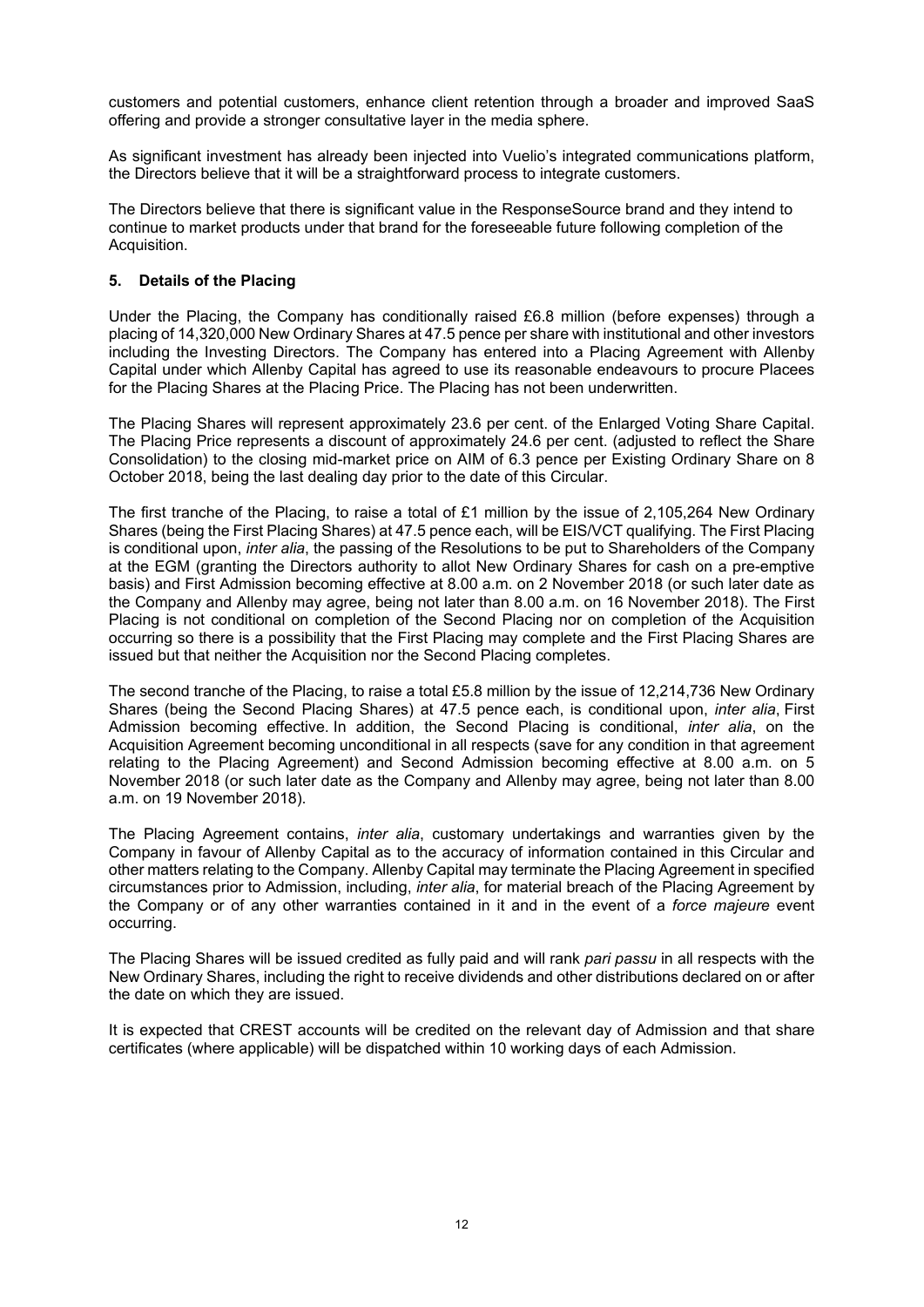customers and potential customers, enhance client retention through a broader and improved SaaS offering and provide a stronger consultative layer in the media sphere.

As significant investment has already been injected into Vuelio's integrated communications platform, the Directors believe that it will be a straightforward process to integrate customers.

The Directors believe that there is significant value in the ResponseSource brand and they intend to continue to market products under that brand for the foreseeable future following completion of the Acquisition.

## 5. Details of the Placing

Under the Placing, the Company has conditionally raised £6.8 million (before expenses) through a placing of 14,320,000 New Ordinary Shares at 47.5 pence per share with institutional and other investors including the Investing Directors. The Company has entered into a Placing Agreement with Allenby Capital under which Allenby Capital has agreed to use its reasonable endeavours to procure Placees for the Placing Shares at the Placing Price. The Placing has not been underwritten.

The Placing Shares will represent approximately 23.6 per cent. of the Enlarged Voting Share Capital. The Placing Price represents a discount of approximately 24.6 per cent. (adjusted to reflect the Share Consolidation) to the closing mid-market price on AIM of 6.3 pence per Existing Ordinary Share on 8 October 2018, being the last dealing day prior to the date of this Circular.

The first tranche of the Placing, to raise a total of £1 million by the issue of 2,105,264 New Ordinary Shares (being the First Placing Shares) at 47.5 pence each, will be EIS/VCT qualifying. The First Placing is conditional upon, *inter alia*, the passing of the Resolutions to be put to Shareholders of the Company at the EGM (granting the Directors authority to allot New Ordinary Shares for cash on a pre-emptive basis) and First Admission becoming effective at 8.00 a.m. on 2 November 2018 (or such later date as the Company and Allenby may agree, being not later than 8.00 a.m. on 16 November 2018). The First Placing is not conditional on completion of the Second Placing nor on completion of the Acquisition occurring so there is a possibility that the First Placing may complete and the First Placing Shares are issued but that neither the Acquisition nor the Second Placing completes.

The second tranche of the Placing, to raise a total £5.8 million by the issue of 12,214,736 New Ordinary Shares (being the Second Placing Shares) at 47.5 pence each, is conditional upon, *inter alia*, First Admission becoming effective. In addition, the Second Placing is conditional, *inter alia*, on the Acquisition Agreement becoming unconditional in all respects (save for any condition in that agreement relating to the Placing Agreement) and Second Admission becoming effective at 8.00 a.m. on 5 November 2018 (or such later date as the Company and Allenby may agree, being not later than 8.00 a.m. on 19 November 2018).

The Placing Agreement contains, *inter alia*, customary undertakings and warranties given by the Company in favour of Allenby Capital as to the accuracy of information contained in this Circular and other matters relating to the Company. Allenby Capital may terminate the Placing Agreement in specified circumstances prior to Admission, including, *inter alia*, for material breach of the Placing Agreement by the Company or of any other warranties contained in it and in the event of a *force majeure* event occurring.

The Placing Shares will be issued credited as fully paid and will rank *pari passu* in all respects with the New Ordinary Shares, including the right to receive dividends and other distributions declared on or after the date on which they are issued.

It is expected that CREST accounts will be credited on the relevant day of Admission and that share certificates (where applicable) will be dispatched within 10 working days of each Admission.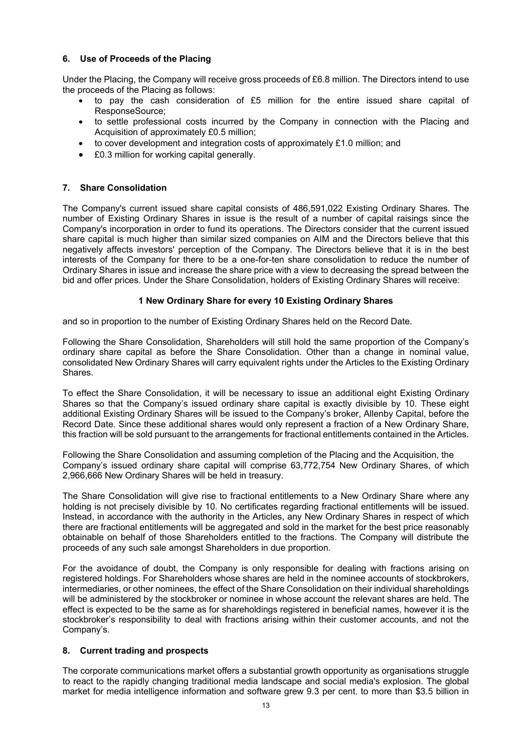## 6. Use of Proceeds of the Placing

Under the Placing, the Company will receive gross proceeds of £6.8 million. The Directors intend to use the proceeds of the Placing as follows:

- to pay the cash consideration of £5 million for the entire issued share capital of ResponseSource;
- to settle professional costs incurred by the Company in connection with the Placing and Acquisition of approximately £0.5 million;
- to cover development and integration costs of approximately £1.0 million; and
- £0.3 million for working capital generally.

## 7. Share Consolidation

The Company's current issued share capital consists of 486,591,022 Existing Ordinary Shares. The number of Existing Ordinary Shares in issue is the result of a number of capital raisings since the Company's incorporation in order to fund its operations. The Directors consider that the current issued share capital is much higher than similar sized companies on AIM and the Directors believe that this negatively affects investors' perception of the Company. The Directors believe that it is in the best interests of the Company for there to be a one-for-ten share consolidation to reduce the number of Ordinary Shares in issue and increase the share price with a view to decreasing the spread between the bid and offer prices. Under the Share Consolidation, holders of Existing Ordinary Shares will receive:

**1 New Ordinary Share for every 10 Existing Ordinary Shares**

and so in proportion to the number of Existing Ordinary Shares held on the Record Date.

Following the Share Consolidation, Shareholders will still hold the same proportion of the Company's ordinary share capital as before the Share Consolidation. Other than a change in nominal value, consolidated New Ordinary Shares will carry equivalent rights under the Articles to the Existing Ordinary Shares.

To effect the Share Consolidation, it will be necessary to issue an additional eight Existing Ordinary Shares so that the Company's issued ordinary share capital is exactly divisible by 10. These eight additional Existing Ordinary Shares will be issued to the Company's broker, Allenby Capital, before the Record Date. Since these additional shares would only represent a fraction of a New Ordinary Share, this fraction will be sold pursuant to the arrangements for fractional entitlements contained in the Articles.

Following the Share Consolidation and assuming completion of the Placing and the Acquisition, the Company's issued ordinary share capital will comprise 63,772,754 New Ordinary Shares, of which 2,966,666 New Ordinary Shares will be held in treasury.

The Share Consolidation will give rise to fractional entitlements to a New Ordinary Share where any holding is not precisely divisible by 10. No certificates regarding fractional entitlements will be issued. Instead, in accordance with the authority in the Articles, any New Ordinary Shares in respect of which there are fractional entitlements will be aggregated and sold in the market for the best price reasonably obtainable on behalf of those Shareholders entitled to the fractions. The Company will distribute the proceeds of any such sale amongst Shareholders in due proportion.

For the avoidance of doubt, the Company is only responsible for dealing with fractions arising on registered holdings. For Shareholders whose shares are held in the nominee accounts of stockbrokers, intermediaries, or other nominees, the effect of the Share Consolidation on their individual shareholdings will be administered by the stockbroker or nominee in whose account the relevant shares are held. The effect is expected to be the same as for shareholdings registered in beneficial names, however it is the stockbroker's responsibility to deal with fractions arising within their customer accounts, and not the Company's.

## 8. Current trading and prospects

The corporate communications market offers a substantial growth opportunity as organisations struggle to react to the rapidly changing traditional media landscape and social media's explosion. The global market for media intelligence information and software grew 9.3 per cent. to more than $3.5 billion in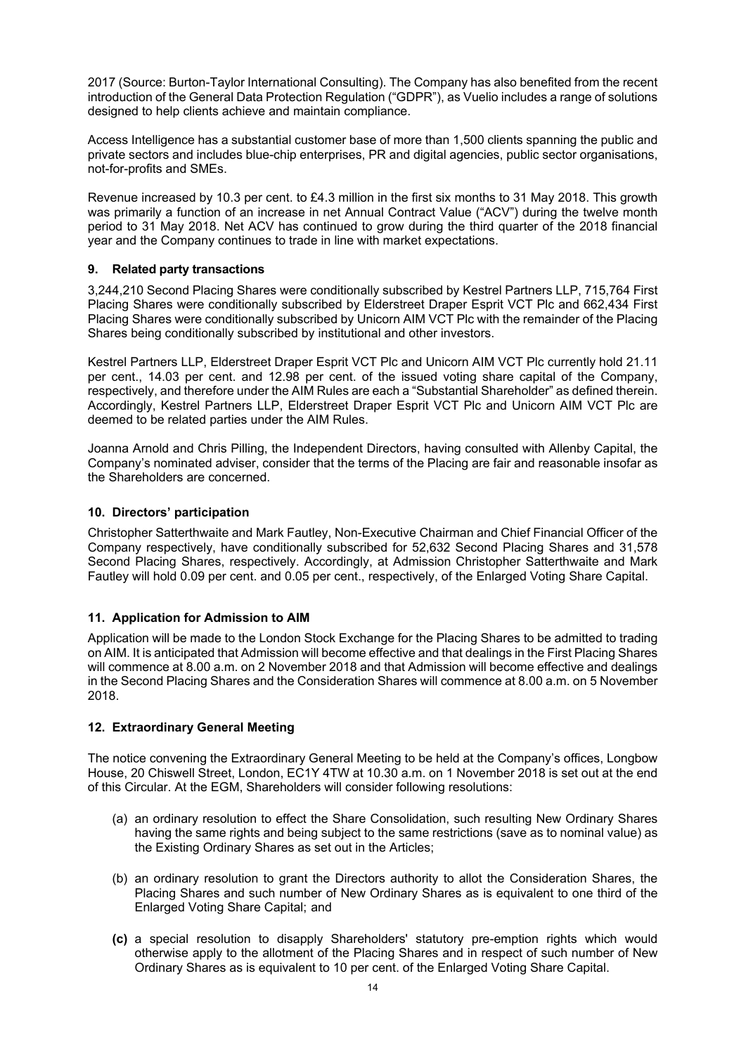2017 (Source: Burton-Taylor International Consulting). The Company has also benefited from the recent introduction of the General Data Protection Regulation ("GDPR"), as Vuelio includes a range of solutions designed to help clients achieve and maintain compliance.

Access Intelligence has a substantial customer base of more than 1,500 clients spanning the public and private sectors and includes blue-chip enterprises, PR and digital agencies, public sector organisations, not-for-profits and SMEs.

Revenue increased by 10.3 per cent. to £4.3 million in the first six months to 31 May 2018. This growth was primarily a function of an increase in net Annual Contract Value ("ACV") during the twelve month period to 31 May 2018. Net ACV has continued to grow during the third quarter of the 2018 financial year and the Company continues to trade in line with market expectations.

## 9. Related party transactions

3,244,210 Second Placing Shares were conditionally subscribed by Kestrel Partners LLP, 715,764 First Placing Shares were conditionally subscribed by Elderstreet Draper Esprit VCT Plc and 662,434 First Placing Shares were conditionally subscribed by Unicorn AIM VCT Plc with the remainder of the Placing Shares being conditionally subscribed by institutional and other investors.

Kestrel Partners LLP, Elderstreet Draper Esprit VCT Plc and Unicorn AIM VCT Plc currently hold 21.11 per cent., 14.03 per cent. and 12.98 per cent. of the issued voting share capital of the Company, respectively, and therefore under the AIM Rules are each a "Substantial Shareholder" as defined therein. Accordingly, Kestrel Partners LLP, Elderstreet Draper Esprit VCT Plc and Unicorn AIM VCT Plc are deemed to be related parties under the AIM Rules.

Joanna Arnold and Chris Pilling, the Independent Directors, having consulted with Allenby Capital, the Company's nominated adviser, consider that the terms of the Placing are fair and reasonable insofar as the Shareholders are concerned.

## 10. Directors' participation

Christopher Satterthwaite and Mark Fautley, Non-Executive Chairman and Chief Financial Officer of the Company respectively, have conditionally subscribed for 52,632 Second Placing Shares and 31,578 Second Placing Shares, respectively. Accordingly, at Admission Christopher Satterthwaite and Mark Fautley will hold 0.09 per cent. and 0.05 per cent., respectively, of the Enlarged Voting Share Capital.

## 11. Application for Admission to AIM

Application will be made to the London Stock Exchange for the Placing Shares to be admitted to trading on AIM. It is anticipated that Admission will become effective and that dealings in the First Placing Shares will commence at 8.00 a.m. on 2 November 2018 and that Admission will become effective and dealings in the Second Placing Shares and the Consideration Shares will commence at 8.00 a.m. on 5 November 2018.

## 12. Extraordinary General Meeting

The notice convening the Extraordinary General Meeting to be held at the Company's offices, Longbow House, 20 Chiswell Street, London, EC1Y 4TW at 10.30 a.m. on 1 November 2018 is set out at the end of this Circular. At the EGM, Shareholders will consider following resolutions:

(a) an ordinary resolution to effect the Share Consolidation, such resulting New Ordinary Shares having the same rights and being subject to the same restrictions (save as to nominal value) as the Existing Ordinary Shares as set out in the Articles;

(b) an ordinary resolution to grant the Directors authority to allot the Consideration Shares, the Placing Shares and such number of New Ordinary Shares as is equivalent to one third of the Enlarged Voting Share Capital; and

**(c)** a special resolution to disapply Shareholders' statutory pre-emption rights which would otherwise apply to the allotment of the Placing Shares and in respect of such number of New Ordinary Shares as is equivalent to 10 per cent. of the Enlarged Voting Share Capital.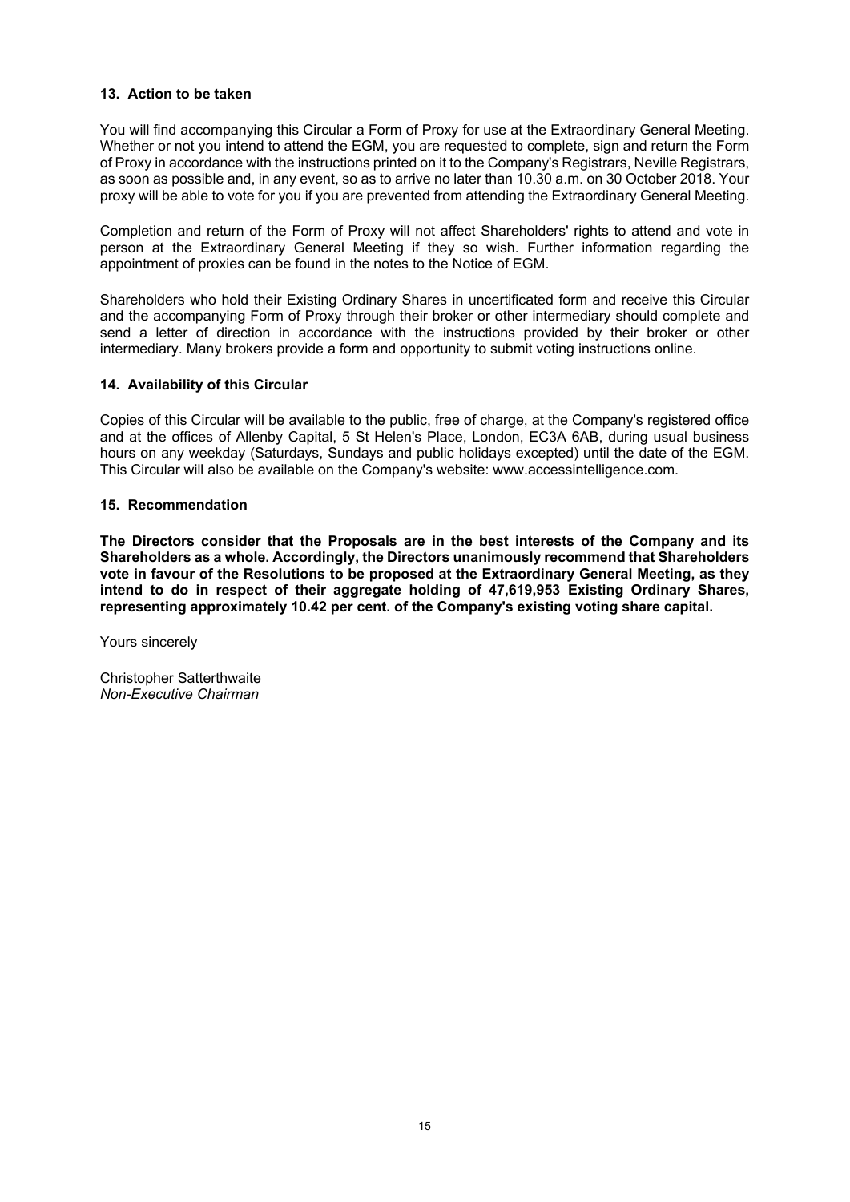### 13. Action to be taken

You will find accompanying this Circular a Form of Proxy for use at the Extraordinary General Meeting. Whether or not you intend to attend the EGM, you are requested to complete, sign and return the Form of Proxy in accordance with the instructions printed on it to the Company's Registrars, Neville Registrars, as soon as possible and, in any event, so as to arrive no later than 10.30 a.m. on 30 October 2018. Your proxy will be able to vote for you if you are prevented from attending the Extraordinary General Meeting.

Completion and return of the Form of Proxy will not affect Shareholders' rights to attend and vote in person at the Extraordinary General Meeting if they so wish. Further information regarding the appointment of proxies can be found in the notes to the Notice of EGM.

Shareholders who hold their Existing Ordinary Shares in uncertificated form and receive this Circular and the accompanying Form of Proxy through their broker or other intermediary should complete and send a letter of direction in accordance with the instructions provided by their broker or other intermediary. Many brokers provide a form and opportunity to submit voting instructions online.

### 14. Availability of this Circular

Copies of this Circular will be available to the public, free of charge, at the Company's registered office and at the offices of Allenby Capital, 5 St Helen's Place, London, EC3A 6AB, during usual business hours on any weekday (Saturdays, Sundays and public holidays excepted) until the date of the EGM. This Circular will also be available on the Company's website: www.accessintelligence.com.

### 15. Recommendation

**The Directors consider that the Proposals are in the best interests of the Company and its Shareholders as a whole. Accordingly, the Directors unanimously recommend that Shareholders vote in favour of the Resolutions to be proposed at the Extraordinary General Meeting, as they intend to do in respect of their aggregate holding of 47,619,953 Existing Ordinary Shares, representing approximately 10.42 per cent. of the Company's existing voting share capital.**

Yours sincerely

Christopher Satterthwaite
*Non-Executive Chairman*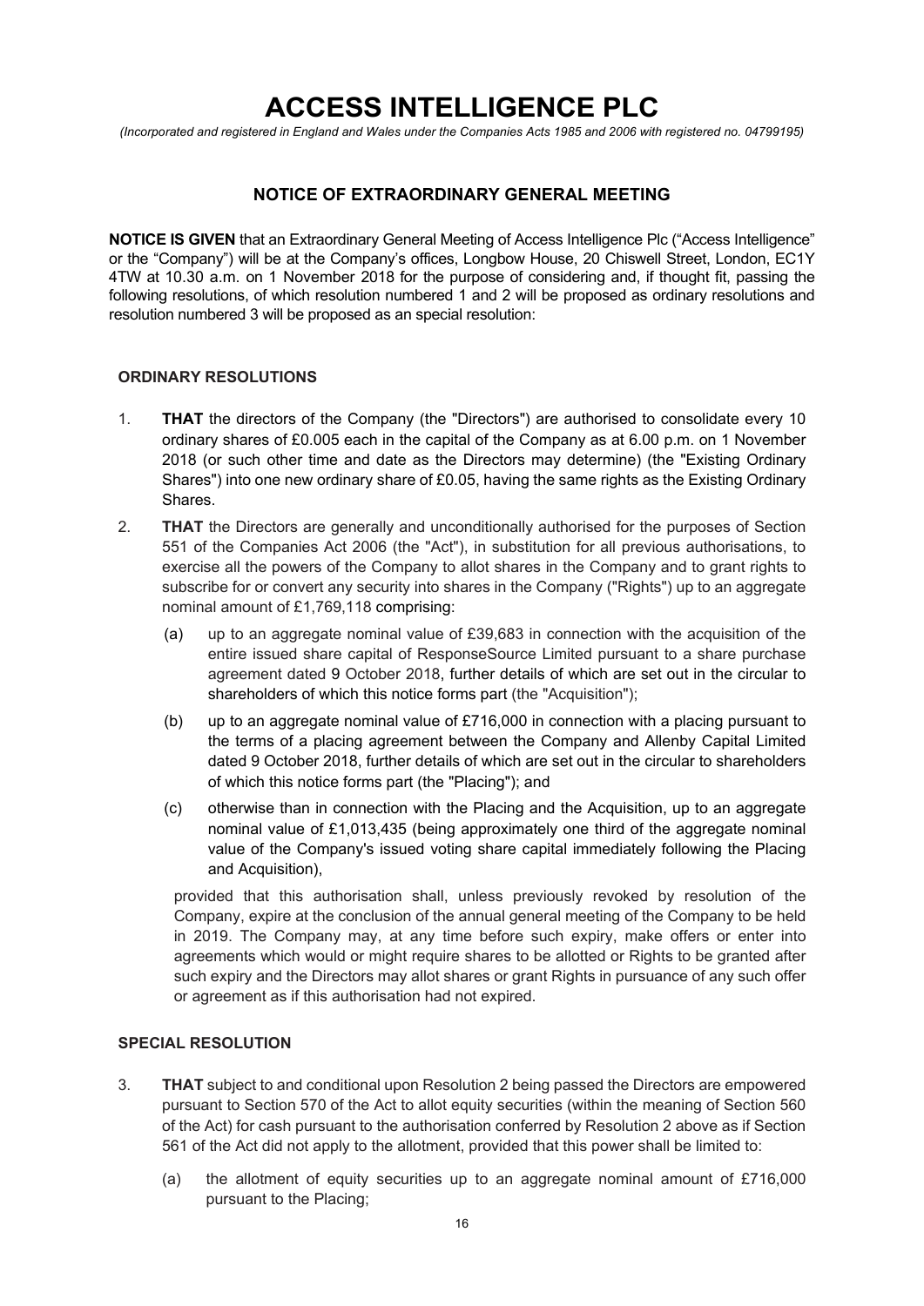# ACCESS INTELLIGENCE PLC

*(Incorporated and registered in England and Wales under the Companies Acts 1985 and 2006 with registered no. 04799195)*

## NOTICE OF EXTRAORDINARY GENERAL MEETING

**NOTICE IS GIVEN** that an Extraordinary General Meeting of Access Intelligence Plc ("Access Intelligence" or the "Company") will be at the Company's offices, Longbow House, 20 Chiswell Street, London, EC1Y 4TW at 10.30 a.m. on 1 November 2018 for the purpose of considering and, if thought fit, passing the following resolutions, of which resolution numbered 1 and 2 will be proposed as ordinary resolutions and resolution numbered 3 will be proposed as an special resolution:

### ORDINARY RESOLUTIONS

1. **THAT** the directors of the Company (the "Directors") are authorised to consolidate every 10 ordinary shares of £0.005 each in the capital of the Company as at 6.00 p.m. on 1 November 2018 (or such other time and date as the Directors may determine) (the "Existing Ordinary Shares") into one new ordinary share of £0.05, having the same rights as the Existing Ordinary Shares.

2. **THAT** the Directors are generally and unconditionally authorised for the purposes of Section 551 of the Companies Act 2006 (the "Act"), in substitution for all previous authorisations, to exercise all the powers of the Company to allot shares in the Company and to grant rights to subscribe for or convert any security into shares in the Company ("Rights") up to an aggregate nominal amount of £1,769,118 comprising:

   (a) up to an aggregate nominal value of £39,683 in connection with the acquisition of the entire issued share capital of ResponseSource Limited pursuant to a share purchase agreement dated 9 October 2018, further details of which are set out in the circular to shareholders of which this notice forms part (the "Acquisition");

   (b) up to an aggregate nominal value of £716,000 in connection with a placing pursuant to the terms of a placing agreement between the Company and Allenby Capital Limited dated 9 October 2018, further details of which are set out in the circular to shareholders of which this notice forms part (the "Placing"); and

   (c) otherwise than in connection with the Placing and the Acquisition, up to an aggregate nominal value of £1,013,435 (being approximately one third of the aggregate nominal value of the Company's issued voting share capital immediately following the Placing and Acquisition),

   provided that this authorisation shall, unless previously revoked by resolution of the Company, expire at the conclusion of the annual general meeting of the Company to be held in 2019. The Company may, at any time before such expiry, make offers or enter into agreements which would or might require shares to be allotted or Rights to be granted after such expiry and the Directors may allot shares or grant Rights in pursuance of any such offer or agreement as if this authorisation had not expired.

### SPECIAL RESOLUTION

3. **THAT** subject to and conditional upon Resolution 2 being passed the Directors are empowered pursuant to Section 570 of the Act to allot equity securities (within the meaning of Section 560 of the Act) for cash pursuant to the authorisation conferred by Resolution 2 above as if Section 561 of the Act did not apply to the allotment, provided that this power shall be limited to:

   (a) the allotment of equity securities up to an aggregate nominal amount of £716,000 pursuant to the Placing;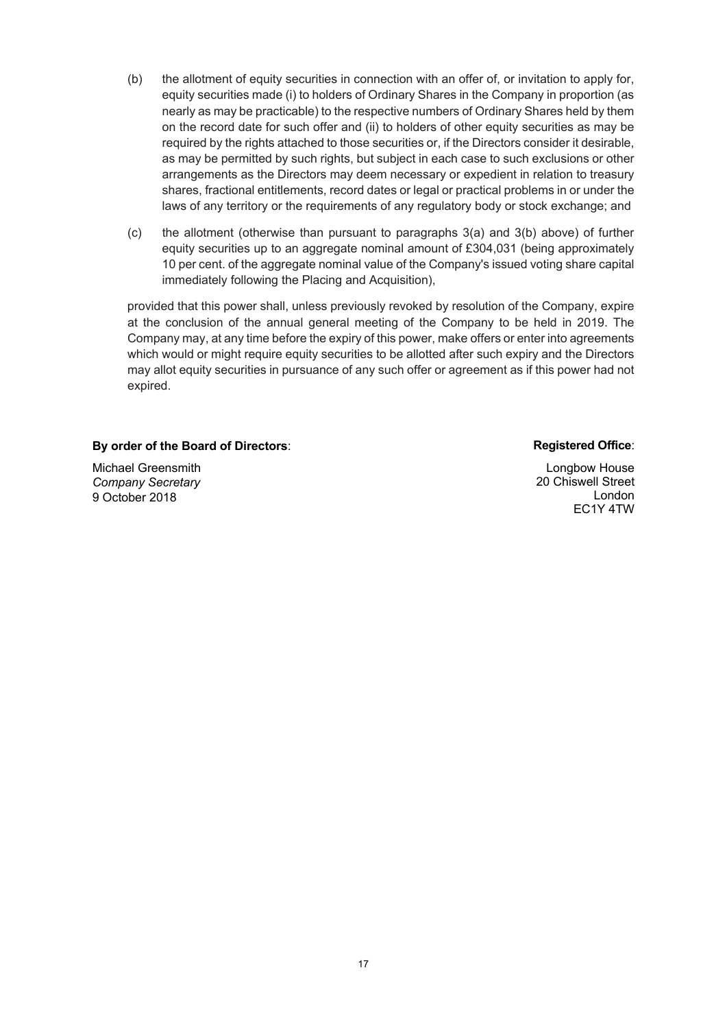(b) the allotment of equity securities in connection with an offer of, or invitation to apply for, equity securities made (i) to holders of Ordinary Shares in the Company in proportion (as nearly as may be practicable) to the respective numbers of Ordinary Shares held by them on the record date for such offer and (ii) to holders of other equity securities as may be required by the rights attached to those securities or, if the Directors consider it desirable, as may be permitted by such rights, but subject in each case to such exclusions or other arrangements as the Directors may deem necessary or expedient in relation to treasury shares, fractional entitlements, record dates or legal or practical problems in or under the laws of any territory or the requirements of any regulatory body or stock exchange; and

(c) the allotment (otherwise than pursuant to paragraphs 3(a) and 3(b) above) of further equity securities up to an aggregate nominal amount of £304,031 (being approximately 10 per cent. of the aggregate nominal value of the Company's issued voting share capital immediately following the Placing and Acquisition),

provided that this power shall, unless previously revoked by resolution of the Company, expire at the conclusion of the annual general meeting of the Company to be held in 2019. The Company may, at any time before the expiry of this power, make offers or enter into agreements which would or might require equity securities to be allotted after such expiry and the Directors may allot equity securities in pursuance of any such offer or agreement as if this power had not expired.

**By order of the Board of Directors**:

Michael Greensmith
*Company Secretary*
9 October 2018

**Registered Office**:

Longbow House
20 Chiswell Street
London
EC1Y 4TW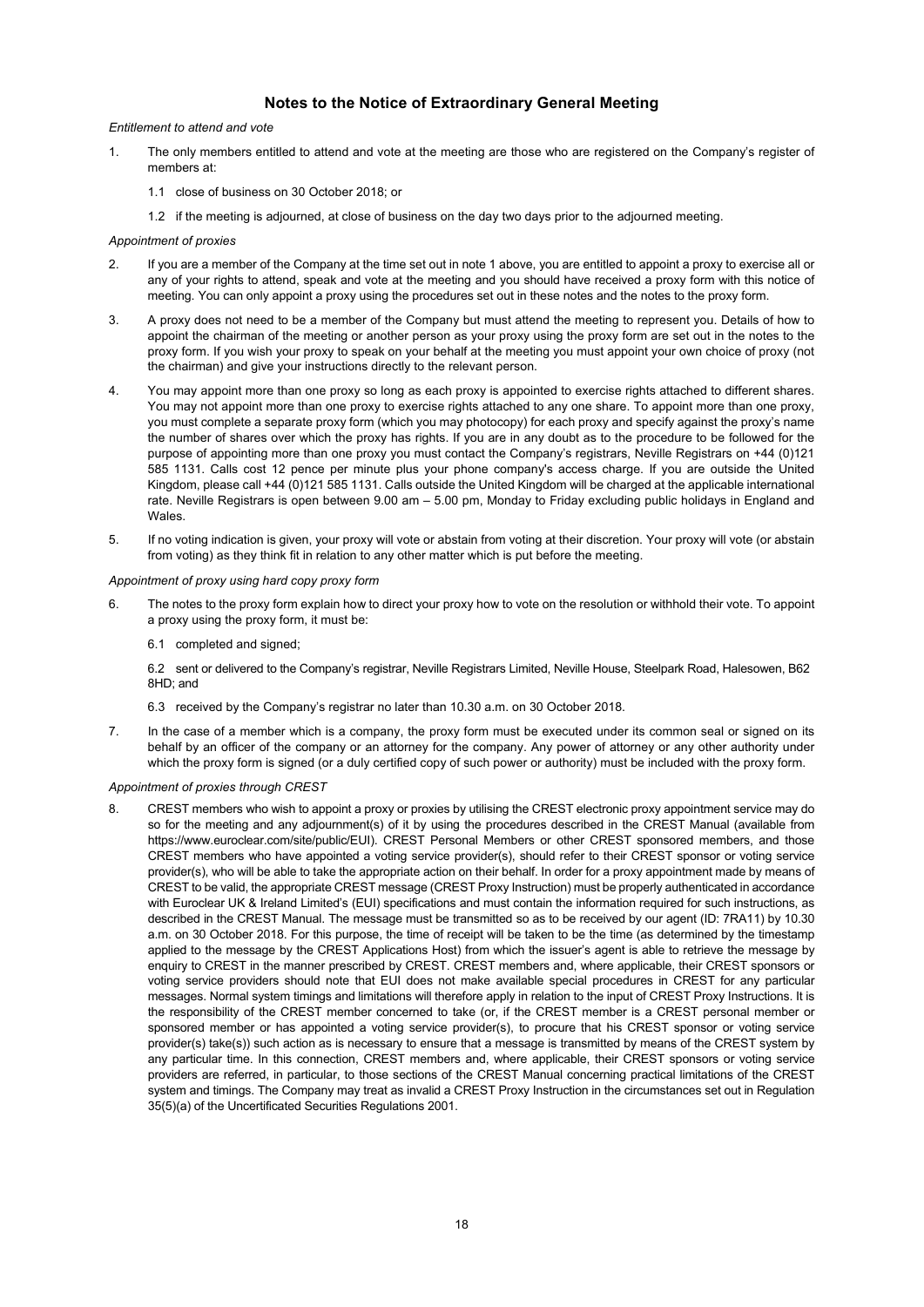## Notes to the Notice of Extraordinary General Meeting

*Entitlement to attend and vote*

1. The only members entitled to attend and vote at the meeting are those who are registered on the Company's register of members at:

   1.1 close of business on 30 October 2018; or

   1.2 if the meeting is adjourned, at close of business on the day two days prior to the adjourned meeting.

*Appointment of proxies*

2. If you are a member of the Company at the time set out in note 1 above, you are entitled to appoint a proxy to exercise all or any of your rights to attend, speak and vote at the meeting and you should have received a proxy form with this notice of meeting. You can only appoint a proxy using the procedures set out in these notes and the notes to the proxy form.

3. A proxy does not need to be a member of the Company but must attend the meeting to represent you. Details of how to appoint the chairman of the meeting or another person as your proxy using the proxy form are set out in the notes to the proxy form. If you wish your proxy to speak on your behalf at the meeting you must appoint your own choice of proxy (not the chairman) and give your instructions directly to the relevant person.

4. You may appoint more than one proxy so long as each proxy is appointed to exercise rights attached to different shares. You may not appoint more than one proxy to exercise rights attached to any one share. To appoint more than one proxy, you must complete a separate proxy form (which you may photocopy) for each proxy and specify against the proxy's name the number of shares over which the proxy has rights. If you are in any doubt as to the procedure to be followed for the purpose of appointing more than one proxy you must contact the Company's registrars, Neville Registrars on +44 (0)121 585 1131. Calls cost 12 pence per minute plus your phone company's access charge. If you are outside the United Kingdom, please call +44 (0)121 585 1131. Calls outside the United Kingdom will be charged at the applicable international rate. Neville Registrars is open between 9.00 am – 5.00 pm, Monday to Friday excluding public holidays in England and Wales.

5. If no voting indication is given, your proxy will vote or abstain from voting at their discretion. Your proxy will vote (or abstain from voting) as they think fit in relation to any other matter which is put before the meeting.

*Appointment of proxy using hard copy proxy form*

6. The notes to the proxy form explain how to direct your proxy how to vote on the resolution or withhold their vote. To appoint a proxy using the proxy form, it must be:

   6.1 completed and signed;

   6.2 sent or delivered to the Company's registrar, Neville Registrars Limited, Neville House, Steelpark Road, Halesowen, B62 8HD; and

   6.3 received by the Company's registrar no later than 10.30 a.m. on 30 October 2018.

7. In the case of a member which is a company, the proxy form must be executed under its common seal or signed on its behalf by an officer of the company or an attorney for the company. Any power of attorney or any other authority under which the proxy form is signed (or a duly certified copy of such power or authority) must be included with the proxy form.

*Appointment of proxies through CREST*

8. CREST members who wish to appoint a proxy or proxies by utilising the CREST electronic proxy appointment service may do so for the meeting and any adjournment(s) of it by using the procedures described in the CREST Manual (available from https://www.euroclear.com/site/public/EUI). CREST Personal Members or other CREST sponsored members, and those CREST members who have appointed a voting service provider(s), should refer to their CREST sponsor or voting service provider(s), who will be able to take the appropriate action on their behalf. In order for a proxy appointment made by means of CREST to be valid, the appropriate CREST message (CREST Proxy Instruction) must be properly authenticated in accordance with Euroclear UK & Ireland Limited's (EUI) specifications and must contain the information required for such instructions, as described in the CREST Manual. The message must be transmitted so as to be received by our agent (ID: 7RA11) by 10.30 a.m. on 30 October 2018. For this purpose, the time of receipt will be taken to be the time (as determined by the timestamp applied to the message by the CREST Applications Host) from which the issuer's agent is able to retrieve the message by enquiry to CREST in the manner prescribed by CREST. CREST members and, where applicable, their CREST sponsors or voting service providers should note that EUI does not make available special procedures in CREST for any particular messages. Normal system timings and limitations will therefore apply in relation to the input of CREST Proxy Instructions. It is the responsibility of the CREST member concerned to take (or, if the CREST member is a CREST personal member or sponsored member or has appointed a voting service provider(s), to procure that his CREST sponsor or voting service provider(s) take(s)) such action as is necessary to ensure that a message is transmitted by means of the CREST system by any particular time. In this connection, CREST members and, where applicable, their CREST sponsors or voting service providers are referred, in particular, to those sections of the CREST Manual concerning practical limitations of the CREST system and timings. The Company may treat as invalid a CREST Proxy Instruction in the circumstances set out in Regulation 35(5)(a) of the Uncertificated Securities Regulations 2001.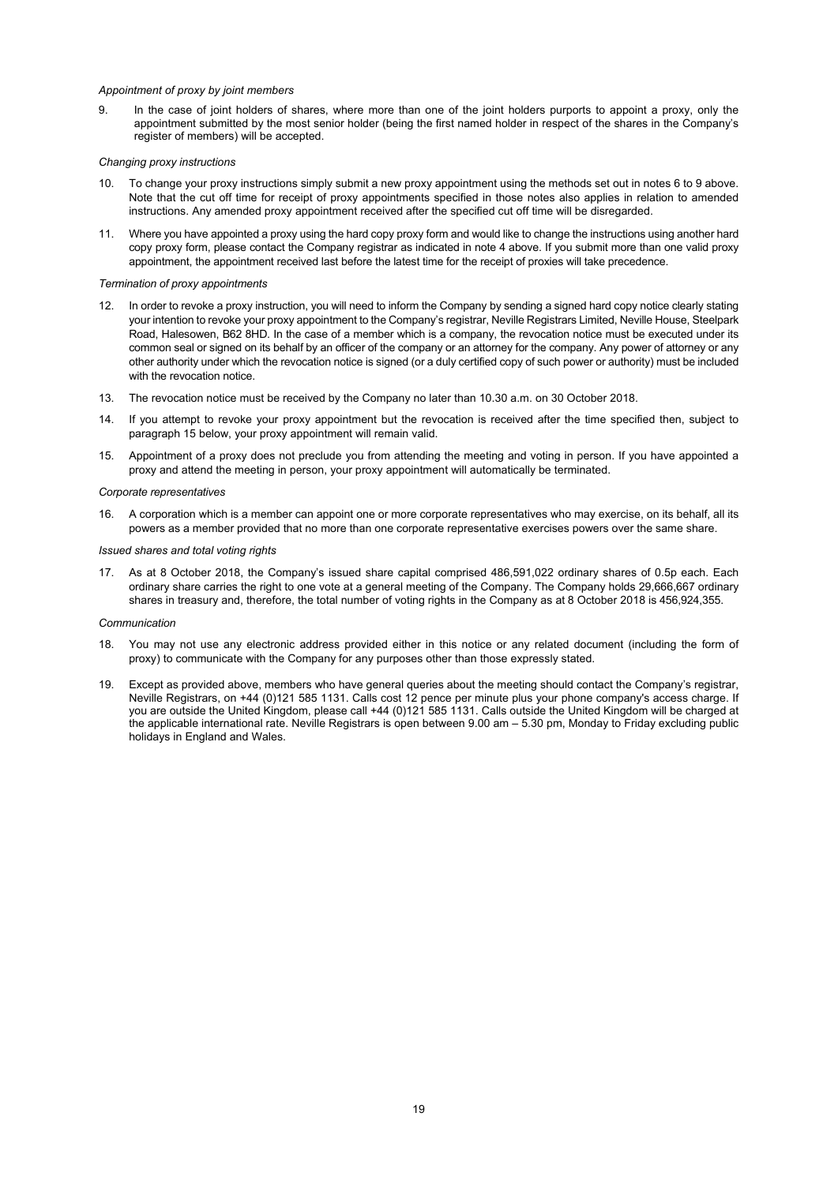*Appointment of proxy by joint members*

9. In the case of joint holders of shares, where more than one of the joint holders purports to appoint a proxy, only the appointment submitted by the most senior holder (being the first named holder in respect of the shares in the Company's register of members) will be accepted.

*Changing proxy instructions*

10. To change your proxy instructions simply submit a new proxy appointment using the methods set out in notes 6 to 9 above. Note that the cut off time for receipt of proxy appointments specified in those notes also applies in relation to amended instructions. Any amended proxy appointment received after the specified cut off time will be disregarded.

11. Where you have appointed a proxy using the hard copy proxy form and would like to change the instructions using another hard copy proxy form, please contact the Company registrar as indicated in note 4 above. If you submit more than one valid proxy appointment, the appointment received last before the latest time for the receipt of proxies will take precedence.

*Termination of proxy appointments*

12. In order to revoke a proxy instruction, you will need to inform the Company by sending a signed hard copy notice clearly stating your intention to revoke your proxy appointment to the Company's registrar, Neville Registrars Limited, Neville House, Steelpark Road, Halesowen, B62 8HD. In the case of a member which is a company, the revocation notice must be executed under its common seal or signed on its behalf by an officer of the company or an attorney for the company. Any power of attorney or any other authority under which the revocation notice is signed (or a duly certified copy of such power or authority) must be included with the revocation notice.

13. The revocation notice must be received by the Company no later than 10.30 a.m. on 30 October 2018.

14. If you attempt to revoke your proxy appointment but the revocation is received after the time specified then, subject to paragraph 15 below, your proxy appointment will remain valid.

15. Appointment of a proxy does not preclude you from attending the meeting and voting in person. If you have appointed a proxy and attend the meeting in person, your proxy appointment will automatically be terminated.

*Corporate representatives*

16. A corporation which is a member can appoint one or more corporate representatives who may exercise, on its behalf, all its powers as a member provided that no more than one corporate representative exercises powers over the same share.

*Issued shares and total voting rights*

17. As at 8 October 2018, the Company's issued share capital comprised 486,591,022 ordinary shares of 0.5p each. Each ordinary share carries the right to one vote at a general meeting of the Company. The Company holds 29,666,667 ordinary shares in treasury and, therefore, the total number of voting rights in the Company as at 8 October 2018 is 456,924,355.

*Communication*

18. You may not use any electronic address provided either in this notice or any related document (including the form of proxy) to communicate with the Company for any purposes other than those expressly stated.

19. Except as provided above, members who have general queries about the meeting should contact the Company's registrar, Neville Registrars, on +44 (0)121 585 1131. Calls cost 12 pence per minute plus your phone company's access charge. If you are outside the United Kingdom, please call +44 (0)121 585 1131. Calls outside the United Kingdom will be charged at the applicable international rate. Neville Registrars is open between 9.00 am – 5.30 pm, Monday to Friday excluding public holidays in England and Wales.